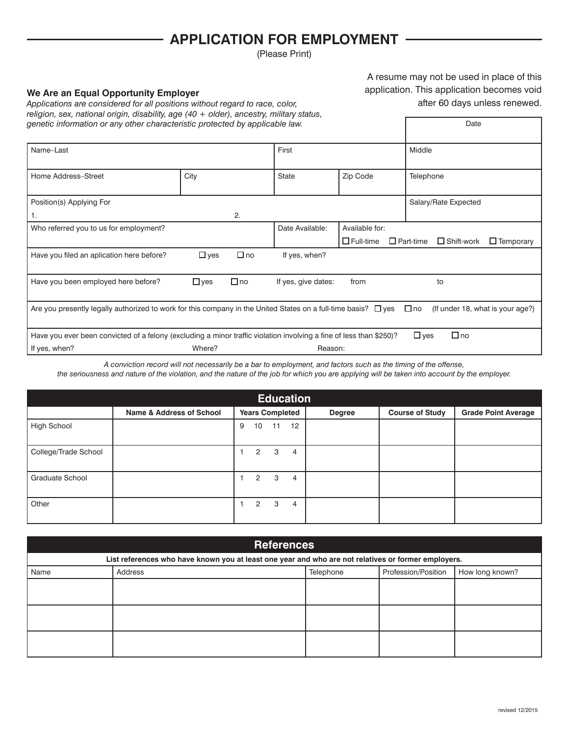# APPLICATION FOR EMPLOYMENT

(Please Print)

**We Are an Equal Opportunity Employer**

*Applications are considered for all positions without regard to race, color, religion, sex, national origin, disability, age (40 + older), ancestry, military status, genetic information or any other characteristic protected by applicable law.*

A resume may not be used in place of this application. This application becomes void after 60 days unless renewed.

| | | | | Date |
|---|---|---|---|---|
| Name–Last | | First | | Middle |
| Home Address–Street | City | State | Zip Code | Telephone |
| Position(s) Applying For 1. | 2. | | | Salary/Rate Expected |
| Who referred you to us for employment? | | Date Available: | Available for: ☐ Full-time ☐ Part-time ☐ Shift-work ☐ Temporary | |

Have you filed an aplication here before? ☐ yes ☐ no If yes, when?

Have you been employed here before? ☐ yes ☐ no If yes, give dates: from to

Are you presently legally authorized to work for this company in the United States on a full-time basis? ☐ yes ☐ no (If under 18, what is your age?)

Have you ever been convicted of a felony (excluding a minor traffic violation involving a fine of less than $250)? ☐ yes ☐ no

If yes, when? Where? Reason:

*A conviction record will not necessarily be a bar to employment, and factors such as the timing of the offense, the seriousness and nature of the violation, and the nature of the job for which you are applying will be taken into account by the employer.*

## Education

| | Name & Address of School | Years Completed | Degree | Course of Study | Grade Point Average |
|---|---|---|---|---|---|
| High School | | 9 10 11 12 | | | |
| College/Trade School | | 1 2 3 4 | | | |
| Graduate School | | 1 2 3 4 | | | |
| Other | | 1 2 3 4 | | | |

## References

**List references who have known you at least one year and who are not relatives or former employers.**

| Name | Address | Telephone | Profession/Position | How long known? |
|---|---|---|---|---|
| | | | | |
| | | | | |
| | | | | |

revised 12/2015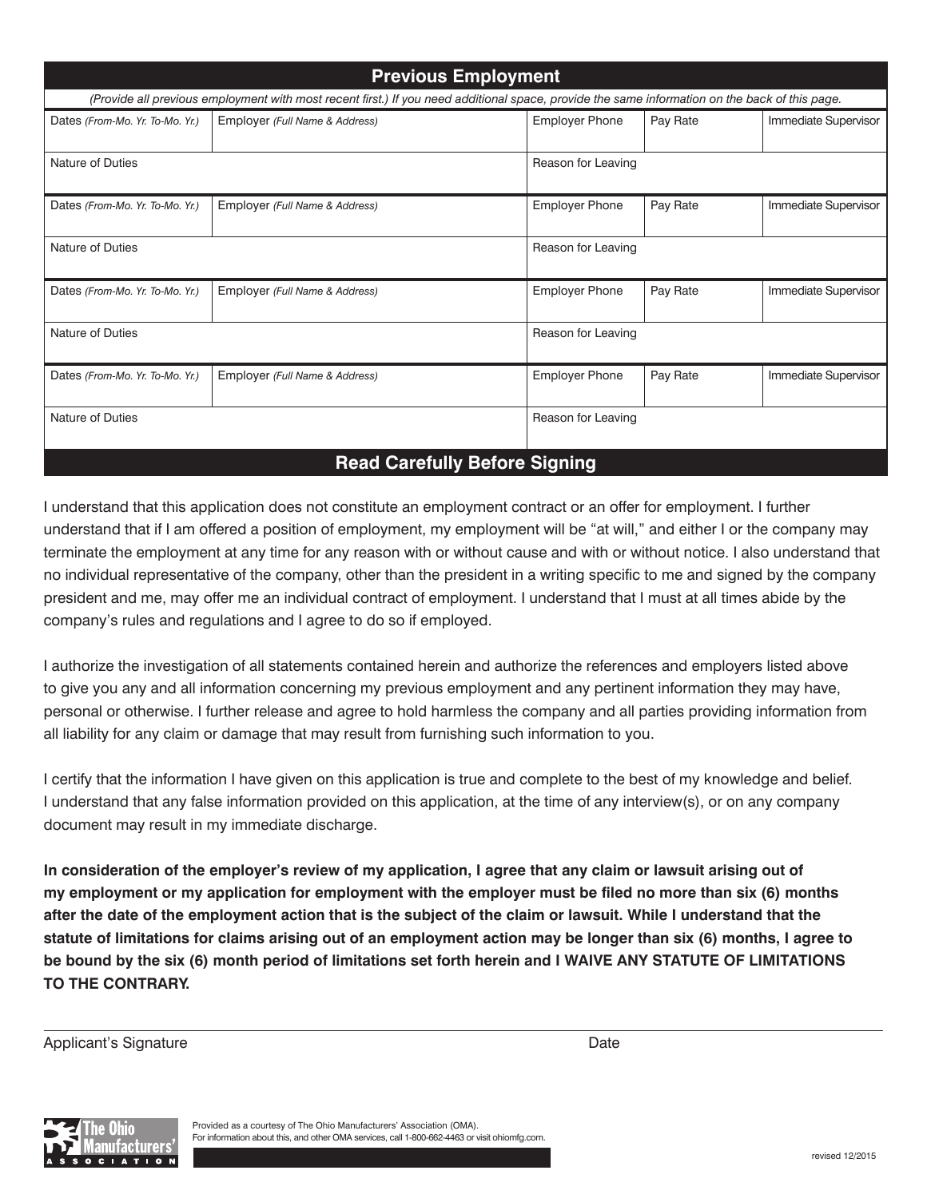## Previous Employment

*(Provide all previous employment with most recent first.) If you need additional space, provide the same information on the back of this page.*

| Dates *(From-Mo. Yr. To-Mo. Yr.)* | Employer *(Full Name & Address)* | Employer Phone | Pay Rate | Immediate Supervisor |
|---|---|---|---|---|
| Nature of Duties | | Reason for Leaving | | |
| Dates *(From-Mo. Yr. To-Mo. Yr.)* | Employer *(Full Name & Address)* | Employer Phone | Pay Rate | Immediate Supervisor |
| Nature of Duties | | Reason for Leaving | | |
| Dates *(From-Mo. Yr. To-Mo. Yr.)* | Employer *(Full Name & Address)* | Employer Phone | Pay Rate | Immediate Supervisor |
| Nature of Duties | | Reason for Leaving | | |
| Dates *(From-Mo. Yr. To-Mo. Yr.)* | Employer *(Full Name & Address)* | Employer Phone | Pay Rate | Immediate Supervisor |
| Nature of Duties | | Reason for Leaving | | |

## Read Carefully Before Signing

I understand that this application does not constitute an employment contract or an offer for employment. I further understand that if I am offered a position of employment, my employment will be "at will," and either I or the company may terminate the employment at any time for any reason with or without cause and with or without notice. I also understand that no individual representative of the company, other than the president in a writing specific to me and signed by the company president and me, may offer me an individual contract of employment. I understand that I must at all times abide by the company's rules and regulations and I agree to do so if employed.

I authorize the investigation of all statements contained herein and authorize the references and employers listed above to give you any and all information concerning my previous employment and any pertinent information they may have, personal or otherwise. I further release and agree to hold harmless the company and all parties providing information from all liability for any claim or damage that may result from furnishing such information to you.

I certify that the information I have given on this application is true and complete to the best of my knowledge and belief. I understand that any false information provided on this application, at the time of any interview(s), or on any company document may result in my immediate discharge.

**In consideration of the employer's review of my application, I agree that any claim or lawsuit arising out of my employment or my application for employment with the employer must be filed no more than six (6) months after the date of the employment action that is the subject of the claim or lawsuit. While I understand that the statute of limitations for claims arising out of an employment action may be longer than six (6) months, I agree to be bound by the six (6) month period of limitations set forth herein and I WAIVE ANY STATUTE OF LIMITATIONS TO THE CONTRARY.**

Applicant's Signature Date

The Ohio Manufacturers' Association

Provided as a courtesy of The Ohio Manufacturers' Association (OMA).
For information about this, and other OMA services, call 1-800-662-4463 or visit ohiomfg.com.

revised 12/2015